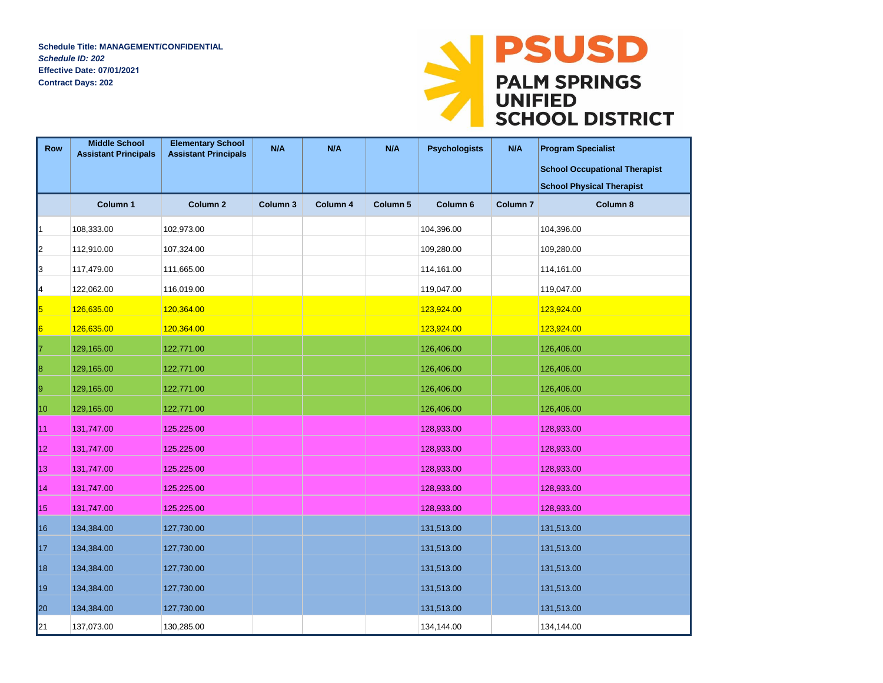**Schedule Title: MANAGEMENT/CONFIDENTIAL**
***Schedule ID: 202***
**Effective Date: 07/01/2021**
**Contract Days: 202**

PSUSD
PALM SPRINGS UNIFIED SCHOOL DISTRICT

| Row | Middle School Assistant Principals | Elementary School Assistant Principals | N/A | N/A | N/A | Psychologists | N/A | Program Specialist<br>School Occupational Therapist<br>School Physical Therapist |
|---|---|---|---|---|---|---|---|---|
| | Column 1 | Column 2 | Column 3 | Column 4 | Column 5 | Column 6 | Column 7 | Column 8 |
| 1 | 108,333.00 | 102,973.00 | | | | 104,396.00 | | 104,396.00 |
| 2 | 112,910.00 | 107,324.00 | | | | 109,280.00 | | 109,280.00 |
| 3 | 117,479.00 | 111,665.00 | | | | 114,161.00 | | 114,161.00 |
| 4 | 122,062.00 | 116,019.00 | | | | 119,047.00 | | 119,047.00 |
| 5 | 126,635.00 | 120,364.00 | | | | 123,924.00 | | 123,924.00 |
| 6 | 126,635.00 | 120,364.00 | | | | 123,924.00 | | 123,924.00 |
| 7 | 129,165.00 | 122,771.00 | | | | 126,406.00 | | 126,406.00 |
| 8 | 129,165.00 | 122,771.00 | | | | 126,406.00 | | 126,406.00 |
| 9 | 129,165.00 | 122,771.00 | | | | 126,406.00 | | 126,406.00 |
| 10 | 129,165.00 | 122,771.00 | | | | 126,406.00 | | 126,406.00 |
| 11 | 131,747.00 | 125,225.00 | | | | 128,933.00 | | 128,933.00 |
| 12 | 131,747.00 | 125,225.00 | | | | 128,933.00 | | 128,933.00 |
| 13 | 131,747.00 | 125,225.00 | | | | 128,933.00 | | 128,933.00 |
| 14 | 131,747.00 | 125,225.00 | | | | 128,933.00 | | 128,933.00 |
| 15 | 131,747.00 | 125,225.00 | | | | 128,933.00 | | 128,933.00 |
| 16 | 134,384.00 | 127,730.00 | | | | 131,513.00 | | 131,513.00 |
| 17 | 134,384.00 | 127,730.00 | | | | 131,513.00 | | 131,513.00 |
| 18 | 134,384.00 | 127,730.00 | | | | 131,513.00 | | 131,513.00 |
| 19 | 134,384.00 | 127,730.00 | | | | 131,513.00 | | 131,513.00 |
| 20 | 134,384.00 | 127,730.00 | | | | 131,513.00 | | 131,513.00 |
| 21 | 137,073.00 | 130,285.00 | | | | 134,144.00 | | 134,144.00 |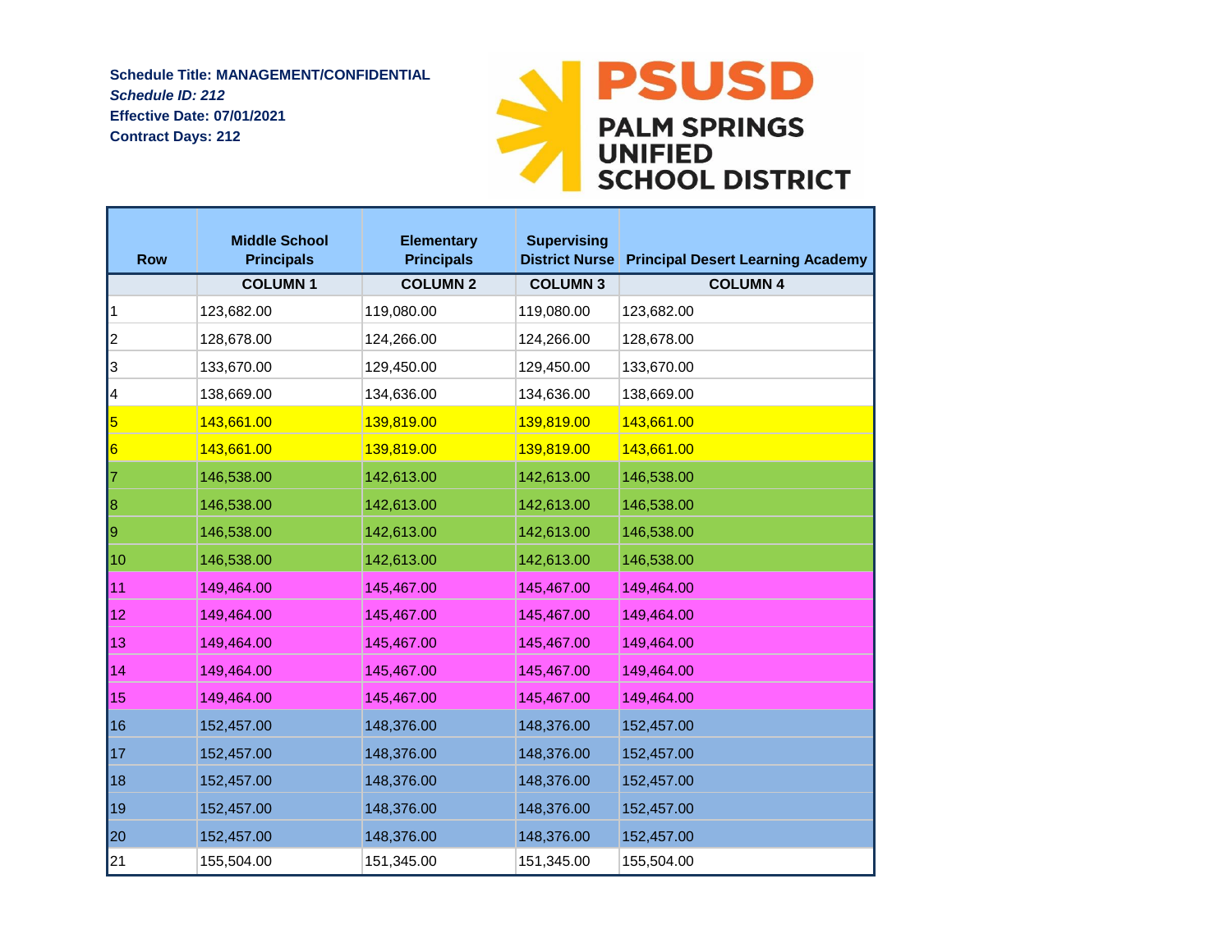**Schedule Title: MANAGEMENT/CONFIDENTIAL**
***Schedule ID: 212***
**Effective Date: 07/01/2021**
**Contract Days: 212**

**PSUSD**
**PALM SPRINGS UNIFIED SCHOOL DISTRICT**

| Row | Middle School Principals | Elementary Principals | Supervising District Nurse | Principal Desert Learning Academy |
|---|---|---|---|---|
| | COLUMN 1 | COLUMN 2 | COLUMN 3 | COLUMN 4 |
| 1 | 123,682.00 | 119,080.00 | 119,080.00 | 123,682.00 |
| 2 | 128,678.00 | 124,266.00 | 124,266.00 | 128,678.00 |
| 3 | 133,670.00 | 129,450.00 | 129,450.00 | 133,670.00 |
| 4 | 138,669.00 | 134,636.00 | 134,636.00 | 138,669.00 |
| 5 | 143,661.00 | 139,819.00 | 139,819.00 | 143,661.00 |
| 6 | 143,661.00 | 139,819.00 | 139,819.00 | 143,661.00 |
| 7 | 146,538.00 | 142,613.00 | 142,613.00 | 146,538.00 |
| 8 | 146,538.00 | 142,613.00 | 142,613.00 | 146,538.00 |
| 9 | 146,538.00 | 142,613.00 | 142,613.00 | 146,538.00 |
| 10 | 146,538.00 | 142,613.00 | 142,613.00 | 146,538.00 |
| 11 | 149,464.00 | 145,467.00 | 145,467.00 | 149,464.00 |
| 12 | 149,464.00 | 145,467.00 | 145,467.00 | 149,464.00 |
| 13 | 149,464.00 | 145,467.00 | 145,467.00 | 149,464.00 |
| 14 | 149,464.00 | 145,467.00 | 145,467.00 | 149,464.00 |
| 15 | 149,464.00 | 145,467.00 | 145,467.00 | 149,464.00 |
| 16 | 152,457.00 | 148,376.00 | 148,376.00 | 152,457.00 |
| 17 | 152,457.00 | 148,376.00 | 148,376.00 | 152,457.00 |
| 18 | 152,457.00 | 148,376.00 | 148,376.00 | 152,457.00 |
| 19 | 152,457.00 | 148,376.00 | 148,376.00 | 152,457.00 |
| 20 | 152,457.00 | 148,376.00 | 148,376.00 | 152,457.00 |
| 21 | 155,504.00 | 151,345.00 | 151,345.00 | 155,504.00 |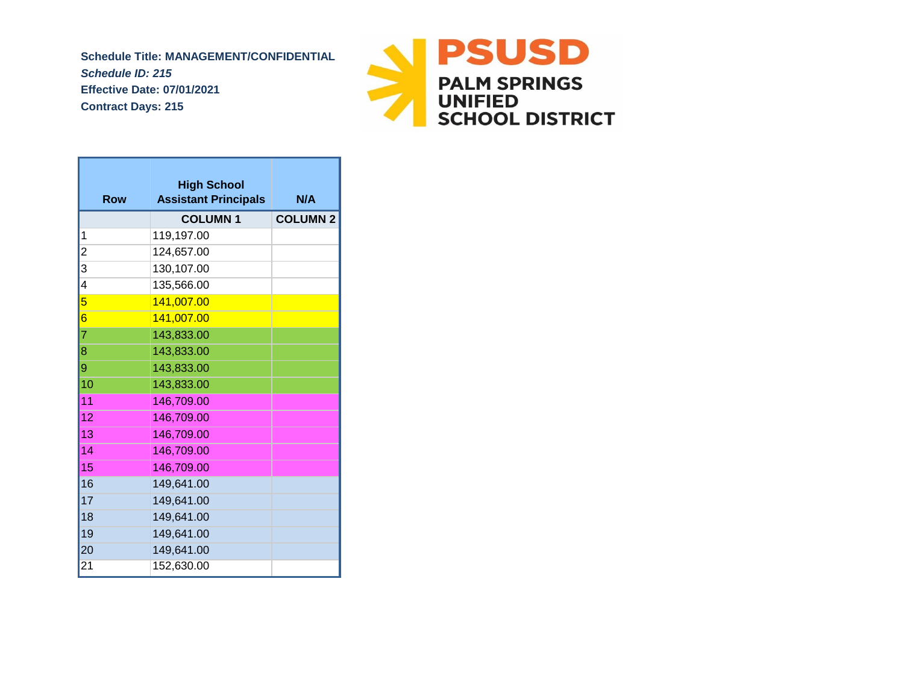**Schedule Title: MANAGEMENT/CONFIDENTIAL**
***Schedule ID: 215***
**Effective Date: 07/01/2021**
**Contract Days: 215**

PSUSD
PALM SPRINGS UNIFIED SCHOOL DISTRICT

| Row | High School Assistant Principals | N/A |
|---|---|---|
| | COLUMN 1 | COLUMN 2 |
| 1 | 119,197.00 | |
| 2 | 124,657.00 | |
| 3 | 130,107.00 | |
| 4 | 135,566.00 | |
| 5 | 141,007.00 | |
| 6 | 141,007.00 | |
| 7 | 143,833.00 | |
| 8 | 143,833.00 | |
| 9 | 143,833.00 | |
| 10 | 143,833.00 | |
| 11 | 146,709.00 | |
| 12 | 146,709.00 | |
| 13 | 146,709.00 | |
| 14 | 146,709.00 | |
| 15 | 146,709.00 | |
| 16 | 149,641.00 | |
| 17 | 149,641.00 | |
| 18 | 149,641.00 | |
| 19 | 149,641.00 | |
| 20 | 149,641.00 | |
| 21 | 152,630.00 | |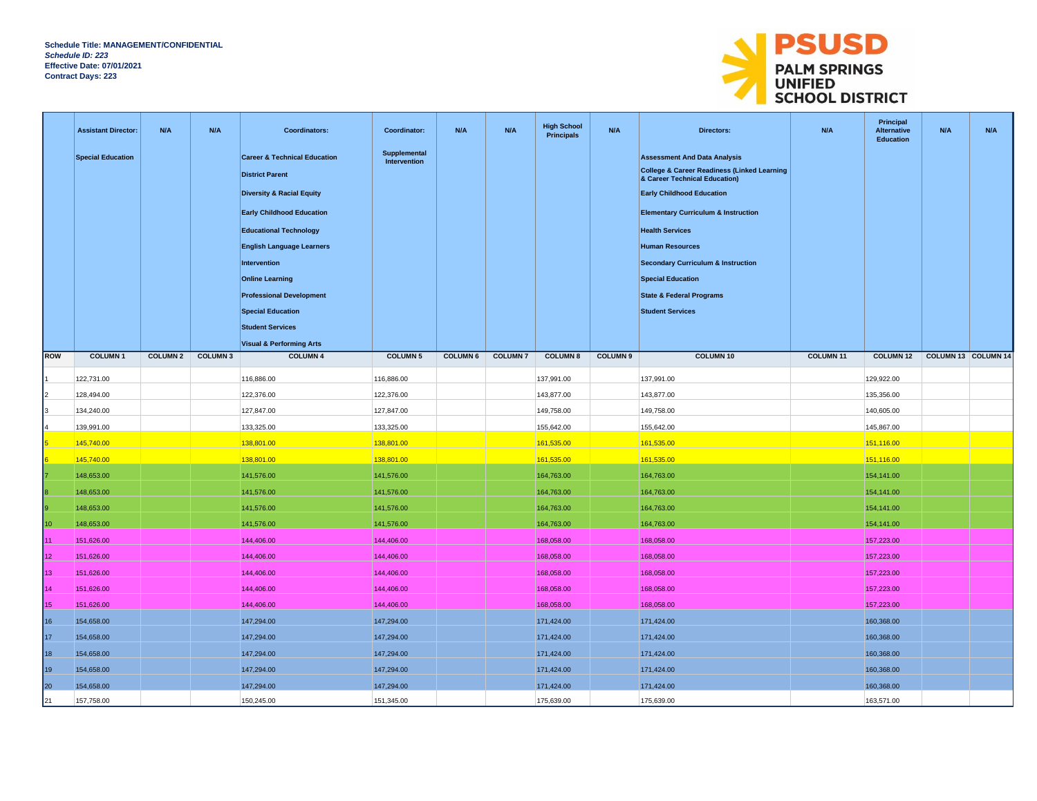**Schedule Title: MANAGEMENT/CONFIDENTIAL**
***Schedule ID: 223***
**Effective Date: 07/01/2021**
**Contract Days: 223**

| ROW | COLUMN 1 | COLUMN 2 | COLUMN 3 | COLUMN 4 | COLUMN 5 | COLUMN 6 | COLUMN 7 | COLUMN 8 | COLUMN 9 | COLUMN 10 | COLUMN 11 | COLUMN 12 | COLUMN 13 | COLUMN 14 |
|---|---|---|---|---|---|---|---|---|---|---|---|---|---|---|
| | **Assistant Director:** Special Education | **N/A** | **N/A** | **Coordinators:** Career & Technical Education; District Parent; Diversity & Racial Equity; Early Childhood Education; Educational Technology; English Language Learners; Intervention; Online Learning; Professional Development; Special Education; Student Services; Visual & Performing Arts | **Coordinator:** Supplemental Intervention | **N/A** | **N/A** | **High School Principals** | **N/A** | **Directors:** Assessment And Data Analysis; College & Career Readiness (Linked Learning & Career Technical Education); Early Childhood Education; Elementary Curriculum & Instruction; Health Services; Human Resources; Secondary Curriculum & Instruction; Special Education; State & Federal Programs; Student Services | **N/A** | **Principal Alternative Education** | **N/A** | **N/A** |
| 1 | 122,731.00 | | | 116,886.00 | 116,886.00 | | | 137,991.00 | | 137,991.00 | | 129,922.00 | | |
| 2 | 128,494.00 | | | 122,376.00 | 122,376.00 | | | 143,877.00 | | 143,877.00 | | 135,356.00 | | |
| 3 | 134,240.00 | | | 127,847.00 | 127,847.00 | | | 149,758.00 | | 149,758.00 | | 140,605.00 | | |
| 4 | 139,991.00 | | | 133,325.00 | 133,325.00 | | | 155,642.00 | | 155,642.00 | | 145,867.00 | | |
| 5 | 145,740.00 | | | 138,801.00 | 138,801.00 | | | 161,535.00 | | 161,535.00 | | 151,116.00 | | |
| 6 | 145,740.00 | | | 138,801.00 | 138,801.00 | | | 161,535.00 | | 161,535.00 | | 151,116.00 | | |
| 7 | 148,653.00 | | | 141,576.00 | 141,576.00 | | | 164,763.00 | | 164,763.00 | | 154,141.00 | | |
| 8 | 148,653.00 | | | 141,576.00 | 141,576.00 | | | 164,763.00 | | 164,763.00 | | 154,141.00 | | |
| 9 | 148,653.00 | | | 141,576.00 | 141,576.00 | | | 164,763.00 | | 164,763.00 | | 154,141.00 | | |
| 10 | 148,653.00 | | | 141,576.00 | 141,576.00 | | | 164,763.00 | | 164,763.00 | | 154,141.00 | | |
| 11 | 151,626.00 | | | 144,406.00 | 144,406.00 | | | 168,058.00 | | 168,058.00 | | 157,223.00 | | |
| 12 | 151,626.00 | | | 144,406.00 | 144,406.00 | | | 168,058.00 | | 168,058.00 | | 157,223.00 | | |
| 13 | 151,626.00 | | | 144,406.00 | 144,406.00 | | | 168,058.00 | | 168,058.00 | | 157,223.00 | | |
| 14 | 151,626.00 | | | 144,406.00 | 144,406.00 | | | 168,058.00 | | 168,058.00 | | 157,223.00 | | |
| 15 | 151,626.00 | | | 144,406.00 | 144,406.00 | | | 168,058.00 | | 168,058.00 | | 157,223.00 | | |
| 16 | 154,658.00 | | | 147,294.00 | 147,294.00 | | | 171,424.00 | | 171,424.00 | | 160,368.00 | | |
| 17 | 154,658.00 | | | 147,294.00 | 147,294.00 | | | 171,424.00 | | 171,424.00 | | 160,368.00 | | |
| 18 | 154,658.00 | | | 147,294.00 | 147,294.00 | | | 171,424.00 | | 171,424.00 | | 160,368.00 | | |
| 19 | 154,658.00 | | | 147,294.00 | 147,294.00 | | | 171,424.00 | | 171,424.00 | | 160,368.00 | | |
| 20 | 154,658.00 | | | 147,294.00 | 147,294.00 | | | 171,424.00 | | 171,424.00 | | 160,368.00 | | |
| 21 | 157,758.00 | | | 150,245.00 | 151,345.00 | | | 175,639.00 | | 175,639.00 | | 163,571.00 | | |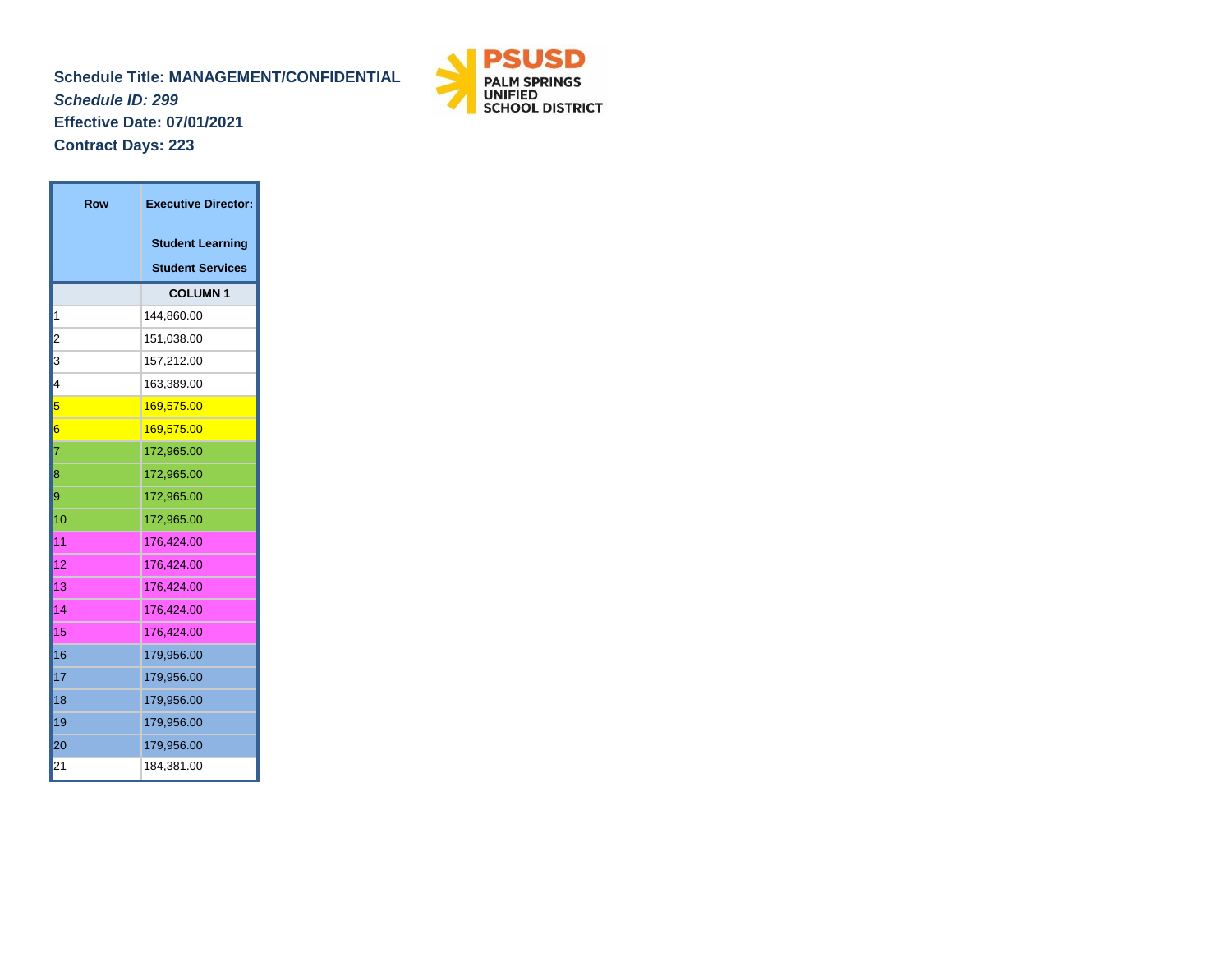**Schedule Title: MANAGEMENT/CONFIDENTIAL**

***Schedule ID: 299***

**Effective Date: 07/01/2021**

**Contract Days: 223**

| Row | Executive Director: Student Learning Student Services |
|---|---|
| | COLUMN 1 |
| 1 | 144,860.00 |
| 2 | 151,038.00 |
| 3 | 157,212.00 |
| 4 | 163,389.00 |
| 5 | 169,575.00 |
| 6 | 169,575.00 |
| 7 | 172,965.00 |
| 8 | 172,965.00 |
| 9 | 172,965.00 |
| 10 | 172,965.00 |
| 11 | 176,424.00 |
| 12 | 176,424.00 |
| 13 | 176,424.00 |
| 14 | 176,424.00 |
| 15 | 176,424.00 |
| 16 | 179,956.00 |
| 17 | 179,956.00 |
| 18 | 179,956.00 |
| 19 | 179,956.00 |
| 20 | 179,956.00 |
| 21 | 184,381.00 |